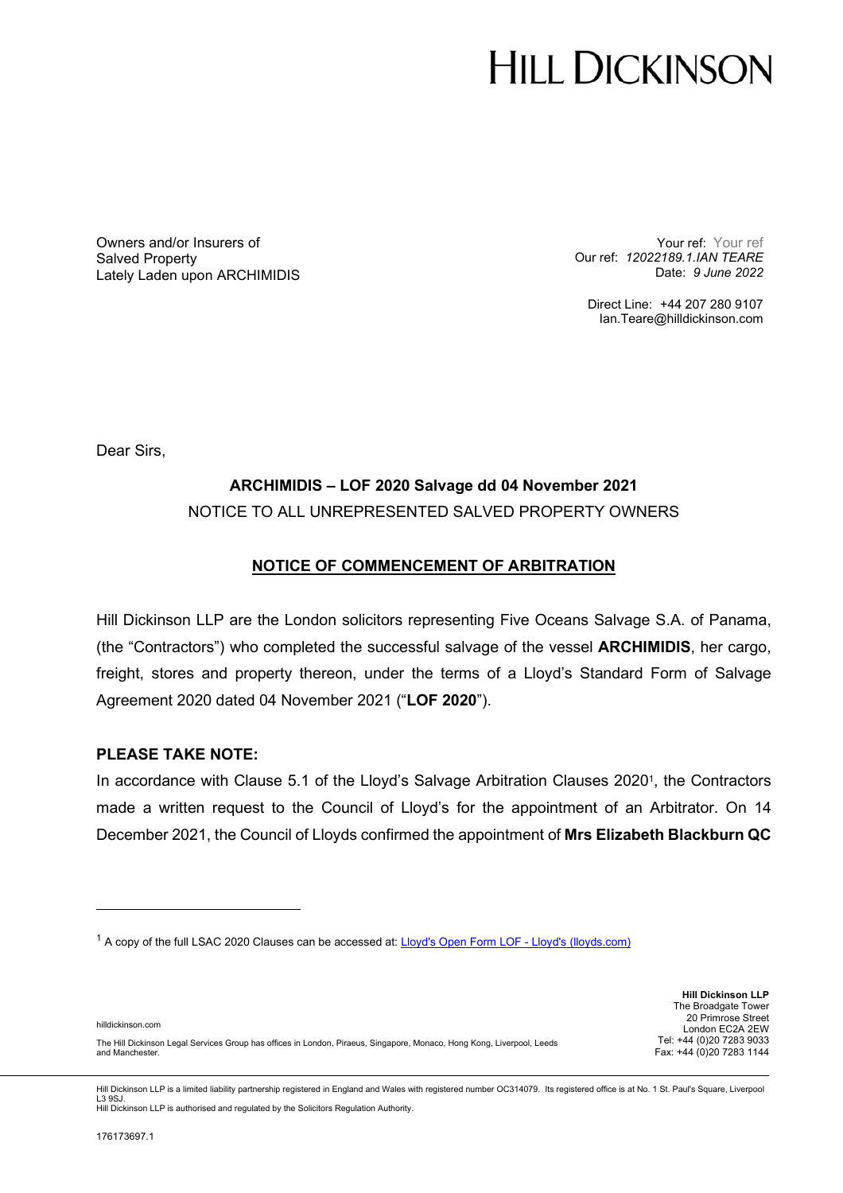# HILL DICKINSON

Owners and/or Insurers of
Salved Property
Lately Laden upon ARCHIMIDIS

Your ref: Your ref
Our ref: *12022189.1.IAN TEARE*
Date: *9 June 2022*

Direct Line: +44 207 280 9107
Ian.Teare@hilldickinson.com

Dear Sirs,

**ARCHIMIDIS – LOF 2020 Salvage dd 04 November 2021**
NOTICE TO ALL UNREPRESENTED SALVED PROPERTY OWNERS

**NOTICE OF COMMENCEMENT OF ARBITRATION**

Hill Dickinson LLP are the London solicitors representing Five Oceans Salvage S.A. of Panama, (the "Contractors") who completed the successful salvage of the vessel **ARCHIMIDIS**, her cargo, freight, stores and property thereon, under the terms of a Lloyd's Standard Form of Salvage Agreement 2020 dated 04 November 2021 ("**LOF 2020**").

**PLEASE TAKE NOTE:**

In accordance with Clause 5.1 of the Lloyd's Salvage Arbitration Clauses 2020[1], the Contractors made a written request to the Council of Lloyd's for the appointment of an Arbitrator. On 14 December 2021, the Council of Lloyds confirmed the appointment of **Mrs Elizabeth Blackburn QC**

---

[1] A copy of the full LSAC 2020 Clauses can be accessed at: [Lloyd's Open Form LOF - Lloyd's (lloyds.com)]

hilldickinson.com

The Hill Dickinson Legal Services Group has offices in London, Piraeus, Singapore, Monaco, Hong Kong, Liverpool, Leeds and Manchester.

**Hill Dickinson LLP**
The Broadgate Tower
20 Primrose Street
London EC2A 2EW
Tel: +44 (0)20 7283 9033
Fax: +44 (0)20 7283 1144

Hill Dickinson LLP is a limited liability partnership registered in England and Wales with registered number OC314079. Its registered office is at No. 1 St. Paul's Square, Liverpool L3 9SJ.
Hill Dickinson LLP is authorised and regulated by the Solicitors Regulation Authority.

176173697.1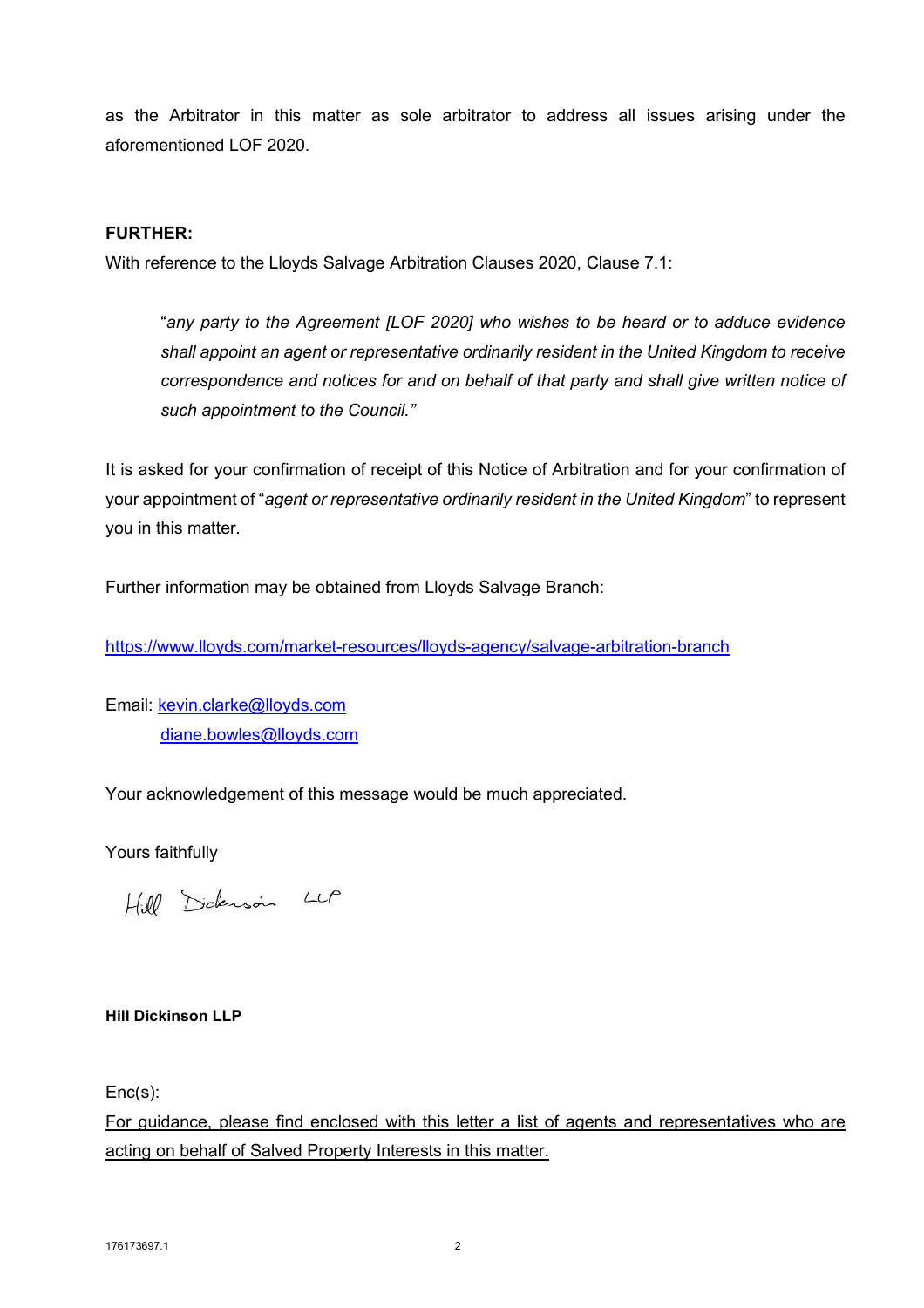as the Arbitrator in this matter as sole arbitrator to address all issues arising under the aforementioned LOF 2020.

**FURTHER:**

With reference to the Lloyds Salvage Arbitration Clauses 2020, Clause 7.1:

> "*any party to the Agreement [LOF 2020] who wishes to be heard or to adduce evidence shall appoint an agent or representative ordinarily resident in the United Kingdom to receive correspondence and notices for and on behalf of that party and shall give written notice of such appointment to the Council.*"

It is asked for your confirmation of receipt of this Notice of Arbitration and for your confirmation of your appointment of "*agent or representative ordinarily resident in the United Kingdom*" to represent you in this matter.

Further information may be obtained from Lloyds Salvage Branch:

https://www.lloyds.com/market-resources/lloyds-agency/salvage-arbitration-branch

Email: kevin.clarke@lloyds.com
diane.bowles@lloyds.com

Your acknowledgement of this message would be much appreciated.

Yours faithfully

Hill Dickinson LLP

**Hill Dickinson LLP**

Enc(s):

For guidance, please find enclosed with this letter a list of agents and representatives who are acting on behalf of Salved Property Interests in this matter.

176173697.1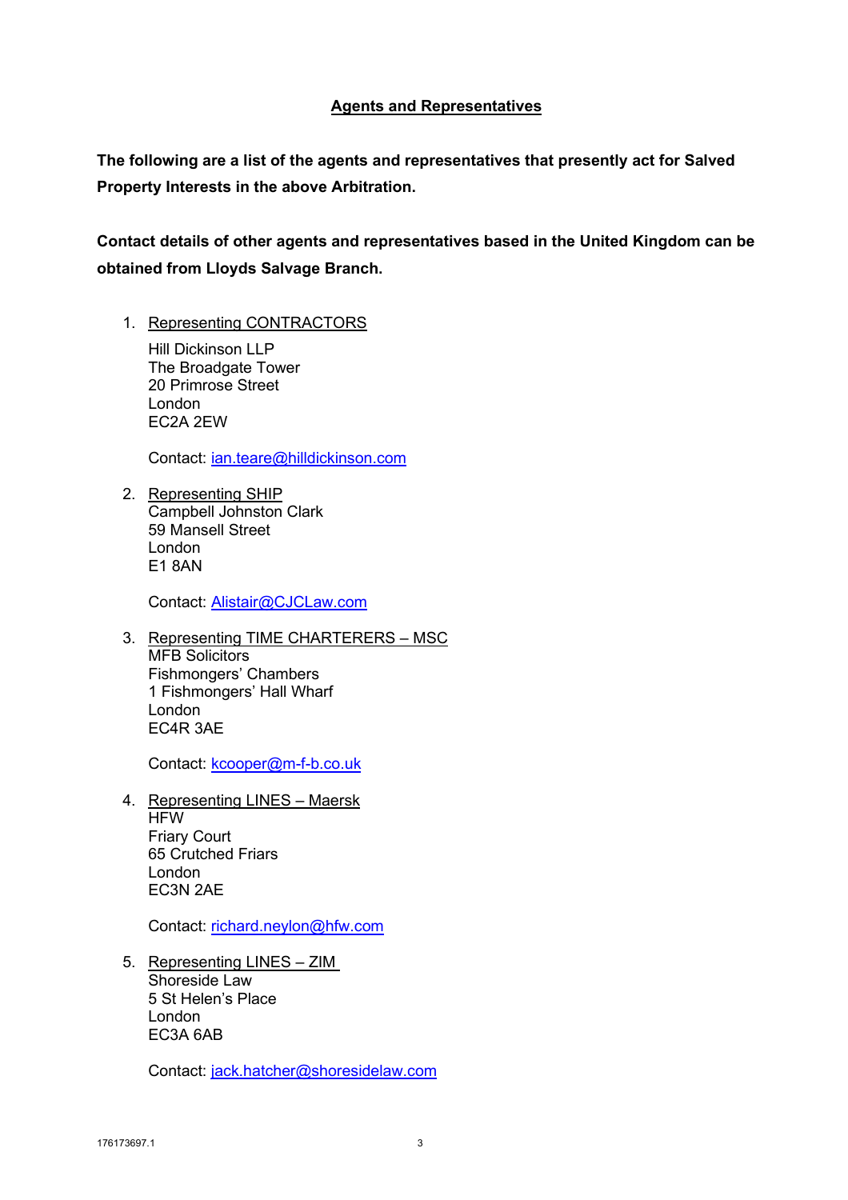## Agents and Representatives

**The following are a list of the agents and representatives that presently act for Salved Property Interests in the above Arbitration.**

**Contact details of other agents and representatives based in the United Kingdom can be obtained from Lloyds Salvage Branch.**

1. Representing CONTRACTORS

   Hill Dickinson LLP
   The Broadgate Tower
   20 Primrose Street
   London
   EC2A 2EW

   Contact: ian.teare@hilldickinson.com

2. Representing SHIP
   Campbell Johnston Clark
   59 Mansell Street
   London
   E1 8AN

   Contact: Alistair@CJCLaw.com

3. Representing TIME CHARTERERS – MSC
   MFB Solicitors
   Fishmongers' Chambers
   1 Fishmongers' Hall Wharf
   London
   EC4R 3AE

   Contact: kcooper@m-f-b.co.uk

4. Representing LINES – Maersk
   HFW
   Friary Court
   65 Crutched Friars
   London
   EC3N 2AE

   Contact: richard.neylon@hfw.com

5. Representing LINES – ZIM
   Shoreside Law
   5 St Helen's Place
   London
   EC3A 6AB

   Contact: jack.hatcher@shoresidelaw.com

176173697.1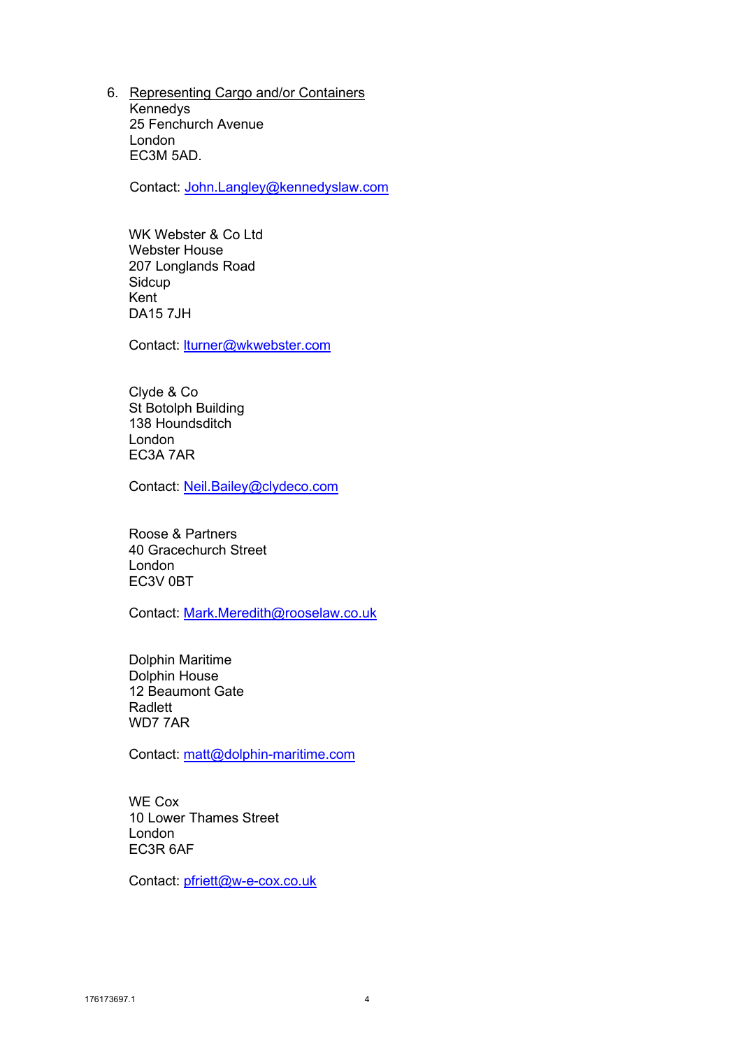6. <u>Representing Cargo and/or Containers</u>
   Kennedys
   25 Fenchurch Avenue
   London
   EC3M 5AD.

   Contact: John.Langley@kennedyslaw.com

   WK Webster & Co Ltd
   Webster House
   207 Longlands Road
   Sidcup
   Kent
   DA15 7JH

   Contact: lturner@wkwebster.com

   Clyde & Co
   St Botolph Building
   138 Houndsditch
   London
   EC3A 7AR

   Contact: Neil.Bailey@clydeco.com

   Roose & Partners
   40 Gracechurch Street
   London
   EC3V 0BT

   Contact: Mark.Meredith@rooselaw.co.uk

   Dolphin Maritime
   Dolphin House
   12 Beaumont Gate
   Radlett
   WD7 7AR

   Contact: matt@dolphin-maritime.com

   WE Cox
   10 Lower Thames Street
   London
   EC3R 6AF

   Contact: pfriett@w-e-cox.co.uk

176173697.1